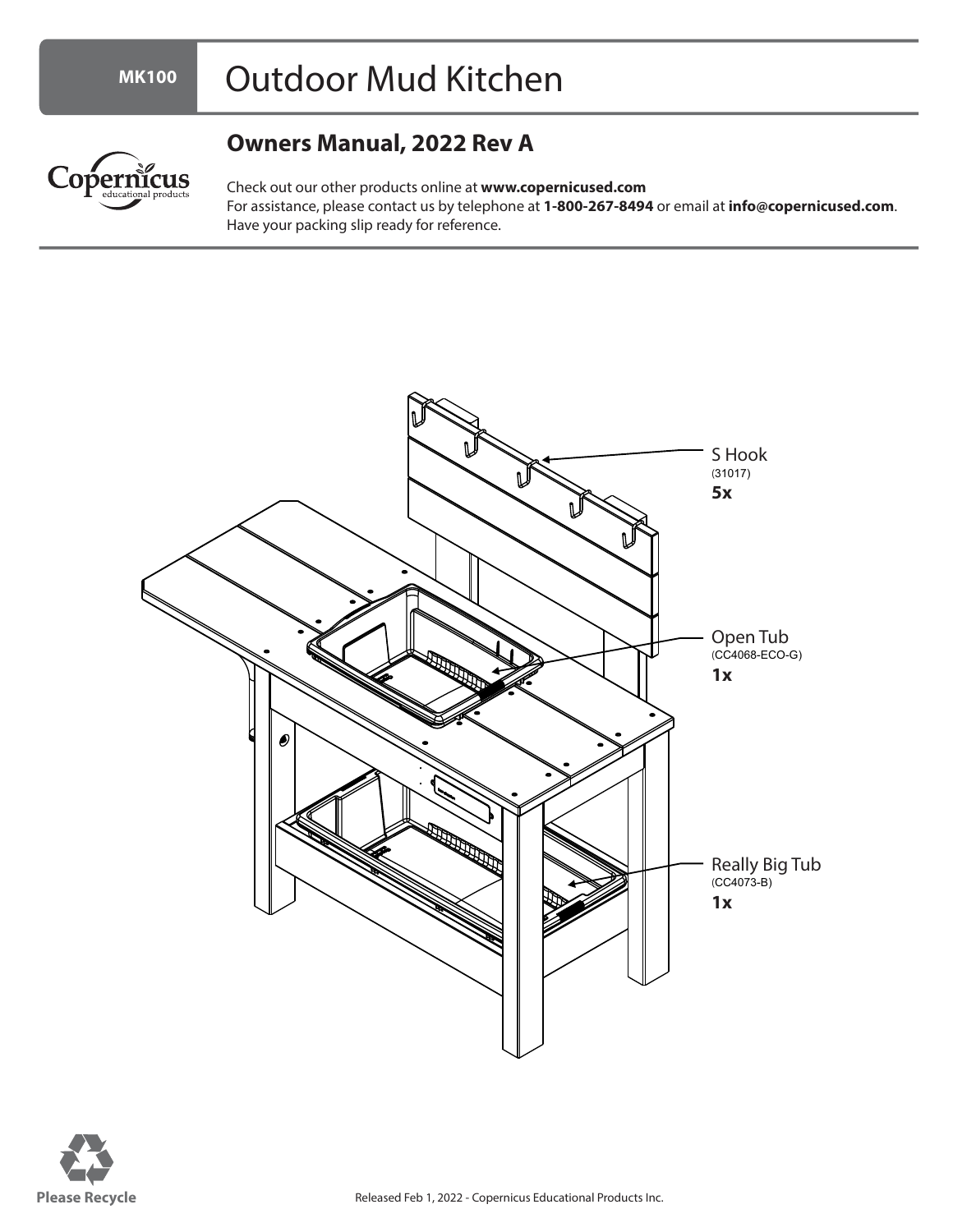# MK100 Outdoor Mud Kitchen

## Owners Manual, 2022 Rev A

Check out our other products online at **www.copernicused.com**
For assistance, please contact us by telephone at **1-800-267-8494** or email at **info@copernicused.com**. Have your packing slip ready for reference.

S Hook
(31017)
**5x**

Open Tub
(CC4068-ECO-G)
**1x**

Really Big Tub
(CC4073-B)
**1x**

**Please Recycle**

Released Feb 1, 2022 - Copernicus Educational Products Inc.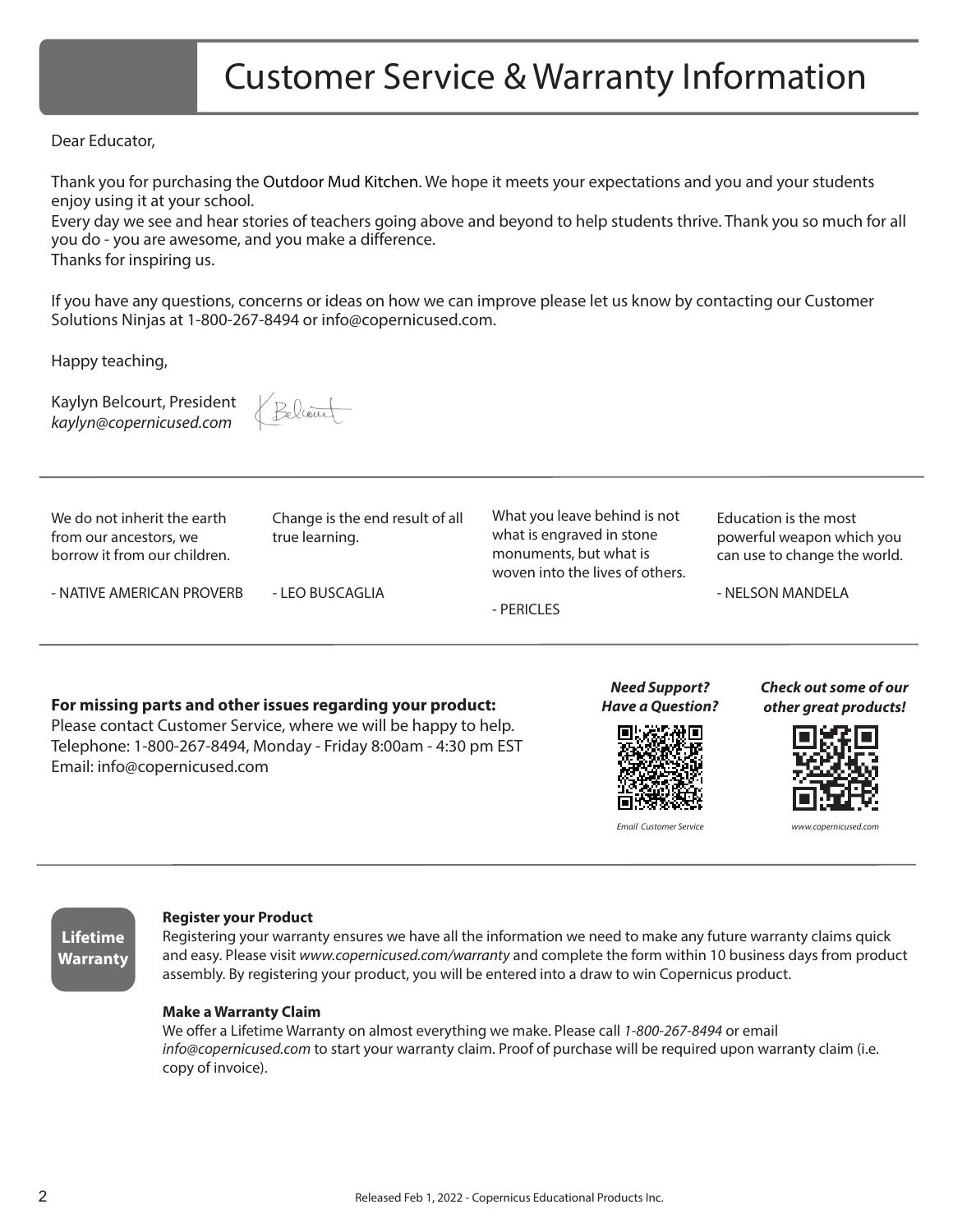# Customer Service & Warranty Information

Dear Educator,

Thank you for purchasing the Outdoor Mud Kitchen. We hope it meets your expectations and you and your students enjoy using it at your school.
Every day we see and hear stories of teachers going above and beyond to help students thrive. Thank you so much for all you do - you are awesome, and you make a difference.
Thanks for inspiring us.

If you have any questions, concerns or ideas on how we can improve please let us know by contacting our Customer Solutions Ninjas at 1-800-267-8494 or info@copernicused.com.

Happy teaching,

Kaylyn Belcourt, President
*kaylyn@copernicused.com*

---

We do not inherit the earth from our ancestors, we borrow it from our children.

- NATIVE AMERICAN PROVERB

Change is the end result of all true learning.

- LEO BUSCAGLIA

What you leave behind is not what is engraved in stone monuments, but what is woven into the lives of others.

- PERICLES

Education is the most powerful weapon which you can use to change the world.

- NELSON MANDELA

---

**For missing parts and other issues regarding your product:**
Please contact Customer Service, where we will be happy to help.
Telephone: 1-800-267-8494, Monday - Friday 8:00am - 4:30 pm EST
Email: info@copernicused.com

***Need Support? Have a Question?***

*Email Customer Service*

***Check out some of our other great products!***

*www.copernicused.com*

---

**Lifetime Warranty**

**Register your Product**
Registering your warranty ensures we have all the information we need to make any future warranty claims quick and easy. Please visit *www.copernicused.com/warranty* and complete the form within 10 business days from product assembly. By registering your product, you will be entered into a draw to win Copernicus product.

**Make a Warranty Claim**
We offer a Lifetime Warranty on almost everything we make. Please call *1-800-267-8494* or email *info@copernicused.com* to start your warranty claim. Proof of purchase will be required upon warranty claim (i.e. copy of invoice).

Released Feb 1, 2022 - Copernicus Educational Products Inc.